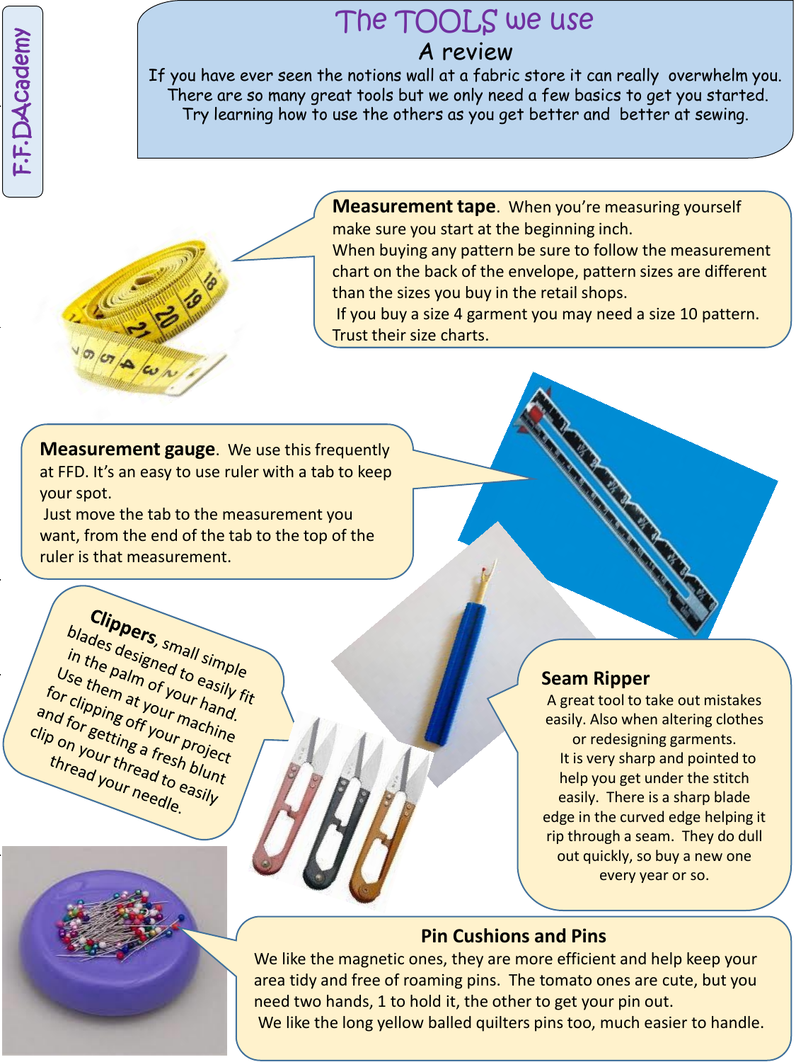F.F.DAcademy

# The TOOLS we use

## A review

If you have ever seen the notions wall at a fabric store it can really overwhelm you. There are so many great tools but we only need a few basics to get you started. Try learning how to use the others as you get better and better at sewing.

**Measurement tape**. When you're measuring yourself make sure you start at the beginning inch.
When buying any pattern be sure to follow the measurement chart on the back of the envelope, pattern sizes are different than the sizes you buy in the retail shops.
If you buy a size 4 garment you may need a size 10 pattern. Trust their size charts.

**Measurement gauge**. We use this frequently at FFD. It's an easy to use ruler with a tab to keep your spot.
Just move the tab to the measurement you want, from the end of the tab to the top of the ruler is that measurement.

**Clippers**, small simple blades designed to easily fit in the palm of your hand. Use them at your machine for clipping off your project and for getting a fresh blunt clip on your thread to easily thread your needle.

**Seam Ripper**
A great tool to take out mistakes easily. Also when altering clothes or redesigning garments.
It is very sharp and pointed to help you get under the stitch easily. There is a sharp blade edge in the curved edge helping it rip through a seam. They do dull out quickly, so buy a new one every year or so.

**Pin Cushions and Pins**
We like the magnetic ones, they are more efficient and help keep your area tidy and free of roaming pins. The tomato ones are cute, but you need two hands, 1 to hold it, the other to get your pin out.
We like the long yellow balled quilters pins too, much easier to handle.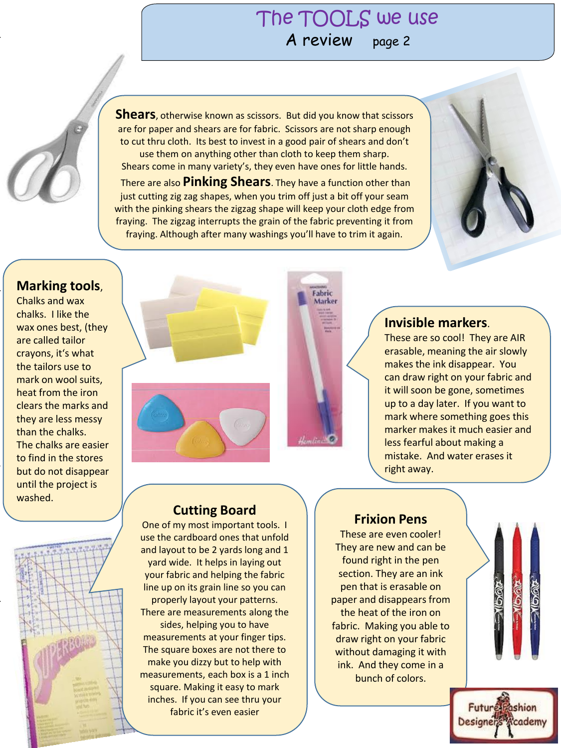# The TOOLS we use

## A review

**Shears**, otherwise known as scissors. But did you know that scissors are for paper and shears are for fabric. Scissors are not sharp enough to cut thru cloth. Its best to invest in a good pair of shears and don't use them on anything other than cloth to keep them sharp. Shears come in many variety's, they even have ones for little hands. There are also **Pinking Shears**. They have a function other than just cutting zig zag shapes, when you trim off just a bit off your seam with the pinking shears the zigzag shape will keep your cloth edge from fraying. The zigzag interrupts the grain of the fabric preventing it from fraying. Although after many washings you'll have to trim it again.

**Marking tools**, Chalks and wax chalks. I like the wax ones best, (they are called tailor crayons, it's what the tailors use to mark on wool suits, heat from the iron clears the marks and they are less messy than the chalks. The chalks are easier to find in the stores but do not disappear until the project is washed.

**Invisible markers**. These are so cool! They are AIR erasable, meaning the air slowly makes the ink disappear. You can draw right on your fabric and it will soon be gone, sometimes up to a day later. If you want to mark where something goes this marker makes it much easier and less fearful about making a mistake. And water erases it right away.

### Cutting Board

One of my most important tools. I use the cardboard ones that unfold and layout to be 2 yards long and 1 yard wide. It helps in laying out your fabric and helping the fabric line up on its grain line so you can properly layout your patterns. There are measurements along the sides, helping you to have measurements at your finger tips. The square boxes are not there to make you dizzy but to help with measurements, each box is a 1 inch square. Making it easy to mark inches. If you can see thru your fabric it's even easier

### Frixion Pens

These are even cooler! They are new and can be found right in the pen section. They are an ink pen that is erasable on paper and disappears from the heat of the iron on fabric. Making you able to draw right on your fabric without damaging it with ink. And they come in a bunch of colors.

Future Fashion Designers Academy